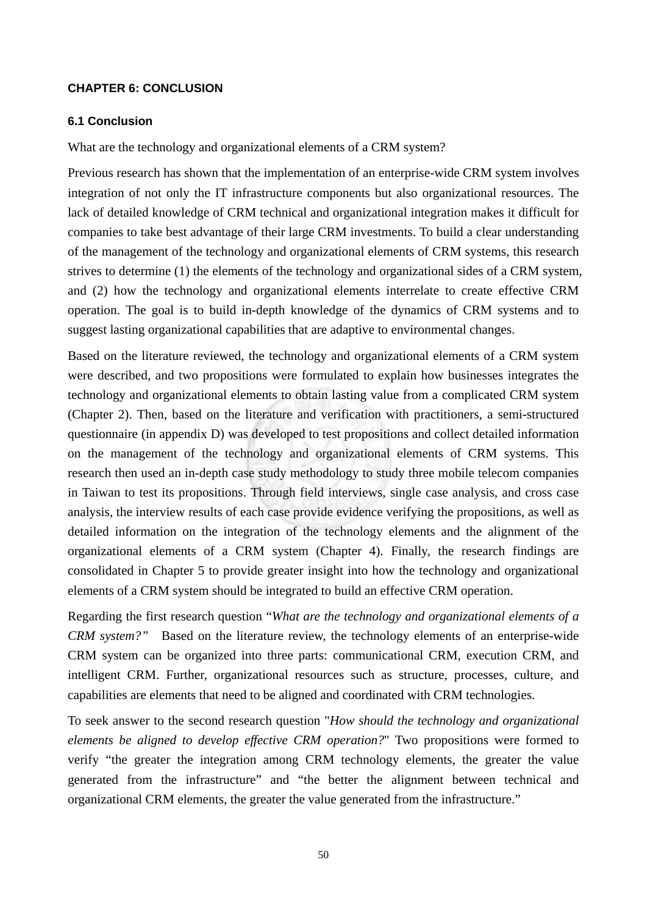# CHAPTER 6: CONCLUSION

## 6.1 Conclusion

What are the technology and organizational elements of a CRM system?

Previous research has shown that the implementation of an enterprise-wide CRM system involves integration of not only the IT infrastructure components but also organizational resources. The lack of detailed knowledge of CRM technical and organizational integration makes it difficult for companies to take best advantage of their large CRM investments. To build a clear understanding of the management of the technology and organizational elements of CRM systems, this research strives to determine (1) the elements of the technology and organizational sides of a CRM system, and (2) how the technology and organizational elements interrelate to create effective CRM operation. The goal is to build in-depth knowledge of the dynamics of CRM systems and to suggest lasting organizational capabilities that are adaptive to environmental changes.

Based on the literature reviewed, the technology and organizational elements of a CRM system were described, and two propositions were formulated to explain how businesses integrates the technology and organizational elements to obtain lasting value from a complicated CRM system (Chapter 2). Then, based on the literature and verification with practitioners, a semi-structured questionnaire (in appendix D) was developed to test propositions and collect detailed information on the management of the technology and organizational elements of CRM systems. This research then used an in-depth case study methodology to study three mobile telecom companies in Taiwan to test its propositions. Through field interviews, single case analysis, and cross case analysis, the interview results of each case provide evidence verifying the propositions, as well as detailed information on the integration of the technology elements and the alignment of the organizational elements of a CRM system (Chapter 4). Finally, the research findings are consolidated in Chapter 5 to provide greater insight into how the technology and organizational elements of a CRM system should be integrated to build an effective CRM operation.

Regarding the first research question "*What are the technology and organizational elements of a CRM system?*" Based on the literature review, the technology elements of an enterprise-wide CRM system can be organized into three parts: communicational CRM, execution CRM, and intelligent CRM. Further, organizational resources such as structure, processes, culture, and capabilities are elements that need to be aligned and coordinated with CRM technologies.

To seek answer to the second research question "*How should the technology and organizational elements be aligned to develop effective CRM operation?*" Two propositions were formed to verify "the greater the integration among CRM technology elements, the greater the value generated from the infrastructure" and "the better the alignment between technical and organizational CRM elements, the greater the value generated from the infrastructure."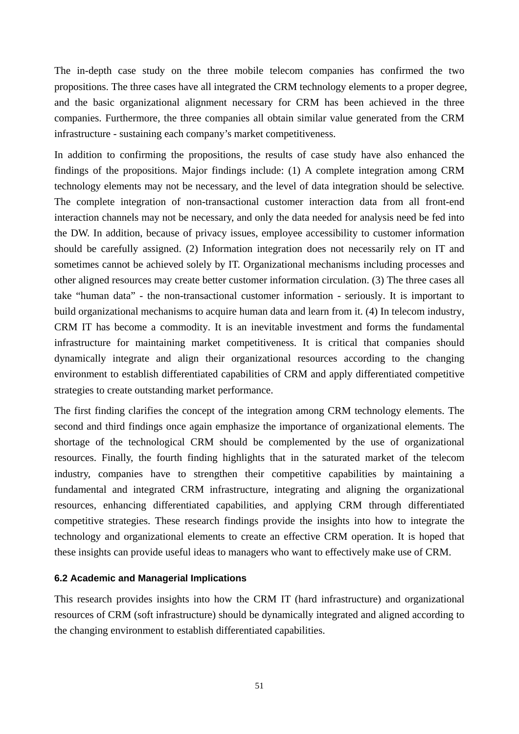The in-depth case study on the three mobile telecom companies has confirmed the two propositions. The three cases have all integrated the CRM technology elements to a proper degree, and the basic organizational alignment necessary for CRM has been achieved in the three companies. Furthermore, the three companies all obtain similar value generated from the CRM infrastructure - sustaining each company's market competitiveness.

In addition to confirming the propositions, the results of case study have also enhanced the findings of the propositions. Major findings include: (1) A complete integration among CRM technology elements may not be necessary, and the level of data integration should be selective. The complete integration of non-transactional customer interaction data from all front-end interaction channels may not be necessary, and only the data needed for analysis need be fed into the DW. In addition, because of privacy issues, employee accessibility to customer information should be carefully assigned. (2) Information integration does not necessarily rely on IT and sometimes cannot be achieved solely by IT. Organizational mechanisms including processes and other aligned resources may create better customer information circulation. (3) The three cases all take "human data" - the non-transactional customer information - seriously. It is important to build organizational mechanisms to acquire human data and learn from it. (4) In telecom industry, CRM IT has become a commodity. It is an inevitable investment and forms the fundamental infrastructure for maintaining market competitiveness. It is critical that companies should dynamically integrate and align their organizational resources according to the changing environment to establish differentiated capabilities of CRM and apply differentiated competitive strategies to create outstanding market performance.

The first finding clarifies the concept of the integration among CRM technology elements. The second and third findings once again emphasize the importance of organizational elements. The shortage of the technological CRM should be complemented by the use of organizational resources. Finally, the fourth finding highlights that in the saturated market of the telecom industry, companies have to strengthen their competitive capabilities by maintaining a fundamental and integrated CRM infrastructure, integrating and aligning the organizational resources, enhancing differentiated capabilities, and applying CRM through differentiated competitive strategies. These research findings provide the insights into how to integrate the technology and organizational elements to create an effective CRM operation. It is hoped that these insights can provide useful ideas to managers who want to effectively make use of CRM.

### 6.2 Academic and Managerial Implications

This research provides insights into how the CRM IT (hard infrastructure) and organizational resources of CRM (soft infrastructure) should be dynamically integrated and aligned according to the changing environment to establish differentiated capabilities.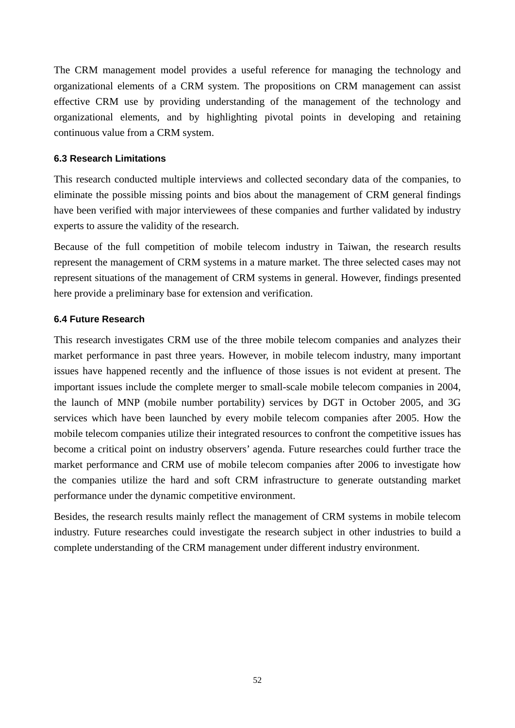The CRM management model provides a useful reference for managing the technology and organizational elements of a CRM system. The propositions on CRM management can assist effective CRM use by providing understanding of the management of the technology and organizational elements, and by highlighting pivotal points in developing and retaining continuous value from a CRM system.

### 6.3 Research Limitations

This research conducted multiple interviews and collected secondary data of the companies, to eliminate the possible missing points and bios about the management of CRM general findings have been verified with major interviewees of these companies and further validated by industry experts to assure the validity of the research.

Because of the full competition of mobile telecom industry in Taiwan, the research results represent the management of CRM systems in a mature market. The three selected cases may not represent situations of the management of CRM systems in general. However, findings presented here provide a preliminary base for extension and verification.

### 6.4 Future Research

This research investigates CRM use of the three mobile telecom companies and analyzes their market performance in past three years. However, in mobile telecom industry, many important issues have happened recently and the influence of those issues is not evident at present. The important issues include the complete merger to small-scale mobile telecom companies in 2004, the launch of MNP (mobile number portability) services by DGT in October 2005, and 3G services which have been launched by every mobile telecom companies after 2005. How the mobile telecom companies utilize their integrated resources to confront the competitive issues has become a critical point on industry observers' agenda. Future researches could further trace the market performance and CRM use of mobile telecom companies after 2006 to investigate how the companies utilize the hard and soft CRM infrastructure to generate outstanding market performance under the dynamic competitive environment.

Besides, the research results mainly reflect the management of CRM systems in mobile telecom industry. Future researches could investigate the research subject in other industries to build a complete understanding of the CRM management under different industry environment.